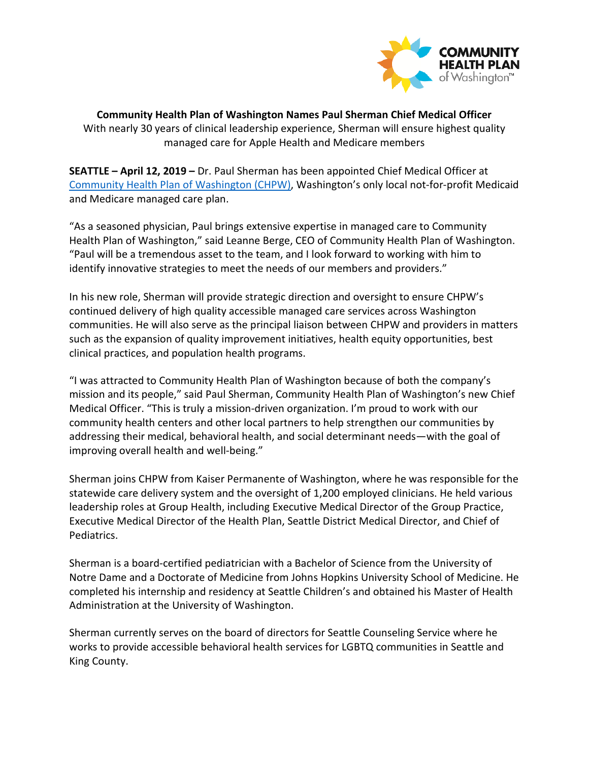# Community Health Plan of Washington Names Paul Sherman Chief Medical Officer

With nearly 30 years of clinical leadership experience, Sherman will ensure highest quality managed care for Apple Health and Medicare members

**SEATTLE – April 12, 2019 –** Dr. Paul Sherman has been appointed Chief Medical Officer at Community Health Plan of Washington (CHPW), Washington's only local not-for-profit Medicaid and Medicare managed care plan.

"As a seasoned physician, Paul brings extensive expertise in managed care to Community Health Plan of Washington," said Leanne Berge, CEO of Community Health Plan of Washington. "Paul will be a tremendous asset to the team, and I look forward to working with him to identify innovative strategies to meet the needs of our members and providers."

In his new role, Sherman will provide strategic direction and oversight to ensure CHPW's continued delivery of high quality accessible managed care services across Washington communities. He will also serve as the principal liaison between CHPW and providers in matters such as the expansion of quality improvement initiatives, health equity opportunities, best clinical practices, and population health programs.

"I was attracted to Community Health Plan of Washington because of both the company's mission and its people," said Paul Sherman, Community Health Plan of Washington's new Chief Medical Officer. "This is truly a mission-driven organization. I'm proud to work with our community health centers and other local partners to help strengthen our communities by addressing their medical, behavioral health, and social determinant needs—with the goal of improving overall health and well-being."

Sherman joins CHPW from Kaiser Permanente of Washington, where he was responsible for the statewide care delivery system and the oversight of 1,200 employed clinicians. He held various leadership roles at Group Health, including Executive Medical Director of the Group Practice, Executive Medical Director of the Health Plan, Seattle District Medical Director, and Chief of Pediatrics.

Sherman is a board-certified pediatrician with a Bachelor of Science from the University of Notre Dame and a Doctorate of Medicine from Johns Hopkins University School of Medicine. He completed his internship and residency at Seattle Children's and obtained his Master of Health Administration at the University of Washington.

Sherman currently serves on the board of directors for Seattle Counseling Service where he works to provide accessible behavioral health services for LGBTQ communities in Seattle and King County.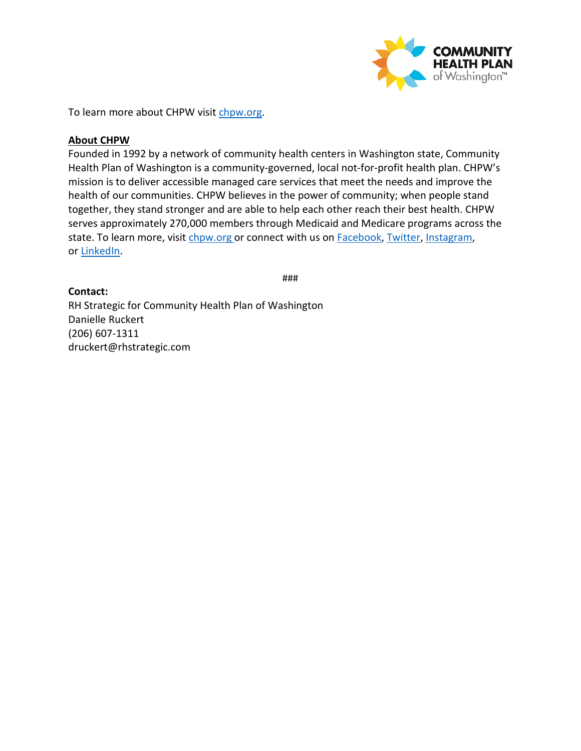To learn more about CHPW visit chpw.org.

**About CHPW**

Founded in 1992 by a network of community health centers in Washington state, Community Health Plan of Washington is a community-governed, local not-for-profit health plan. CHPW's mission is to deliver accessible managed care services that meet the needs and improve the health of our communities. CHPW believes in the power of community; when people stand together, they stand stronger and are able to help each other reach their best health. CHPW serves approximately 270,000 members through Medicaid and Medicare programs across the state. To learn more, visit chpw.org or connect with us on Facebook, Twitter, Instagram, or LinkedIn.

###

**Contact:**
RH Strategic for Community Health Plan of Washington
Danielle Ruckert
(206) 607-1311
druckert@rhstrategic.com